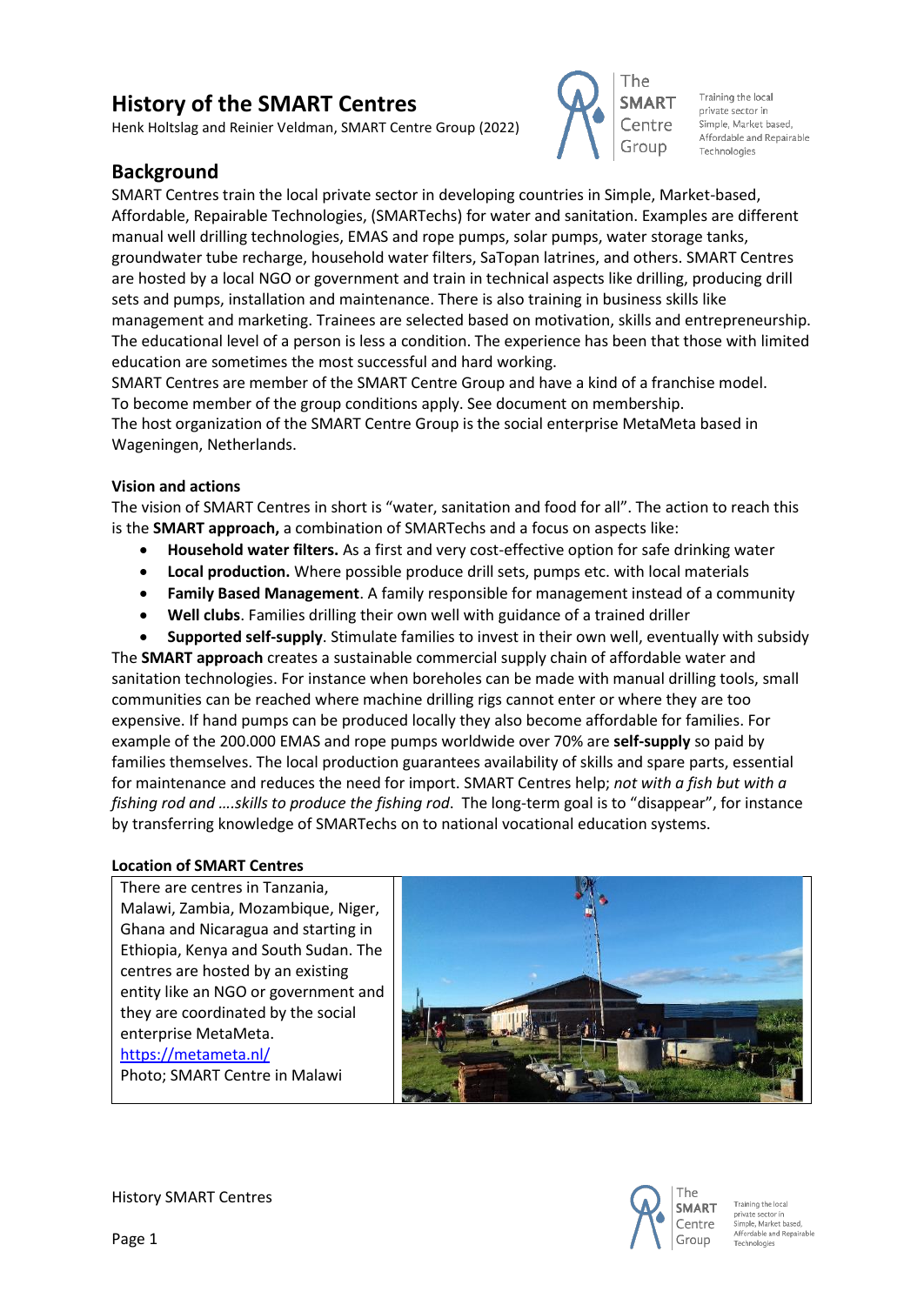# History of the SMART Centres

Henk Holtslag and Reinier Veldman, SMART Centre Group (2022)

## Background

SMART Centres train the local private sector in developing countries in Simple, Market-based, Affordable, Repairable Technologies, (SMARTechs) for water and sanitation. Examples are different manual well drilling technologies, EMAS and rope pumps, solar pumps, water storage tanks, groundwater tube recharge, household water filters, SaTopan latrines, and others. SMART Centres are hosted by a local NGO or government and train in technical aspects like drilling, producing drill sets and pumps, installation and maintenance. There is also training in business skills like management and marketing. Trainees are selected based on motivation, skills and entrepreneurship. The educational level of a person is less a condition. The experience has been that those with limited education are sometimes the most successful and hard working.

SMART Centres are member of the SMART Centre Group and have a kind of a franchise model. To become member of the group conditions apply. See document on membership.

The host organization of the SMART Centre Group is the social enterprise MetaMeta based in Wageningen, Netherlands.

### Vision and actions

The vision of SMART Centres in short is "water, sanitation and food for all". The action to reach this is the **SMART approach,** a combination of SMARTechs and a focus on aspects like:

- **Household water filters.** As a first and very cost-effective option for safe drinking water
- **Local production.** Where possible produce drill sets, pumps etc. with local materials
- **Family Based Management**. A family responsible for management instead of a community
- **Well clubs**. Families drilling their own well with guidance of a trained driller
- **Supported self-supply**. Stimulate families to invest in their own well, eventually with subsidy

The **SMART approach** creates a sustainable commercial supply chain of affordable water and sanitation technologies. For instance when boreholes can be made with manual drilling tools, small communities can be reached where machine drilling rigs cannot enter or where they are too expensive. If hand pumps can be produced locally they also become affordable for families. For example of the 200.000 EMAS and rope pumps worldwide over 70% are **self-supply** so paid by families themselves. The local production guarantees availability of skills and spare parts, essential for maintenance and reduces the need for import. SMART Centres help; *not with a fish but with a fishing rod and ….skills to produce the fishing rod*. The long-term goal is to "disappear", for instance by transferring knowledge of SMARTechs on to national vocational education systems.

### Location of SMART Centres

There are centres in Tanzania, Malawi, Zambia, Mozambique, Niger, Ghana and Nicaragua and starting in Ethiopia, Kenya and South Sudan. The centres are hosted by an existing entity like an NGO or government and they are coordinated by the social enterprise MetaMeta. https://metameta.nl/

Photo; SMART Centre in Malawi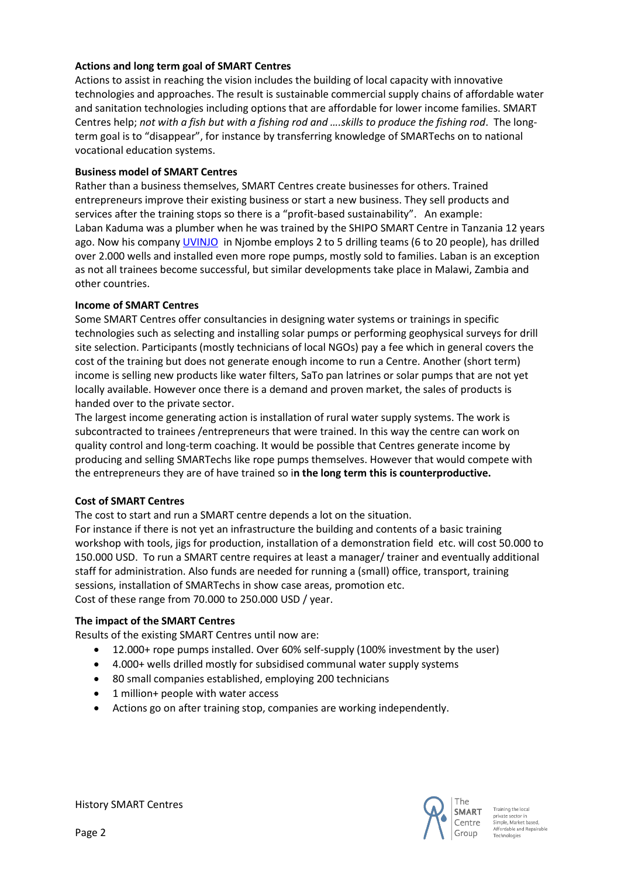**Actions and long term goal of SMART Centres**

Actions to assist in reaching the vision includes the building of local capacity with innovative technologies and approaches. The result is sustainable commercial supply chains of affordable water and sanitation technologies including options that are affordable for lower income families. SMART Centres help; *not with a fish but with a fishing rod and ….skills to produce the fishing rod*. The long-term goal is to "disappear", for instance by transferring knowledge of SMARTechs on to national vocational education systems.

**Business model of SMART Centres**

Rather than a business themselves, SMART Centres create businesses for others. Trained entrepreneurs improve their existing business or start a new business. They sell products and services after the training stops so there is a "profit-based sustainability". An example: Laban Kaduma was a plumber when he was trained by the SHIPO SMART Centre in Tanzania 12 years ago. Now his company UVINJO in Njombe employs 2 to 5 drilling teams (6 to 20 people), has drilled over 2.000 wells and installed even more rope pumps, mostly sold to families. Laban is an exception as not all trainees become successful, but similar developments take place in Malawi, Zambia and other countries.

**Income of SMART Centres**

Some SMART Centres offer consultancies in designing water systems or trainings in specific technologies such as selecting and installing solar pumps or performing geophysical surveys for drill site selection. Participants (mostly technicians of local NGOs) pay a fee which in general covers the cost of the training but does not generate enough income to run a Centre. Another (short term) income is selling new products like water filters, SaTo pan latrines or solar pumps that are not yet locally available. However once there is a demand and proven market, the sales of products is handed over to the private sector.

The largest income generating action is installation of rural water supply systems. The work is subcontracted to trainees /entrepreneurs that were trained. In this way the centre can work on quality control and long-term coaching. It would be possible that Centres generate income by producing and selling SMARTechs like rope pumps themselves. However that would compete with the entrepreneurs they are of have trained so i**n the long term this is counterproductive.**

**Cost of SMART Centres**

The cost to start and run a SMART centre depends a lot on the situation.

For instance if there is not yet an infrastructure the building and contents of a basic training workshop with tools, jigs for production, installation of a demonstration field etc. will cost 50.000 to 150.000 USD. To run a SMART centre requires at least a manager/ trainer and eventually additional staff for administration. Also funds are needed for running a (small) office, transport, training sessions, installation of SMARTechs in show case areas, promotion etc.

Cost of these range from 70.000 to 250.000 USD / year.

**The impact of the SMART Centres**

Results of the existing SMART Centres until now are:

- 12.000+ rope pumps installed. Over 60% self-supply (100% investment by the user)
- 4.000+ wells drilled mostly for subsidised communal water supply systems
- 80 small companies established, employing 200 technicians
- 1 million+ people with water access
- Actions go on after training stop, companies are working independently.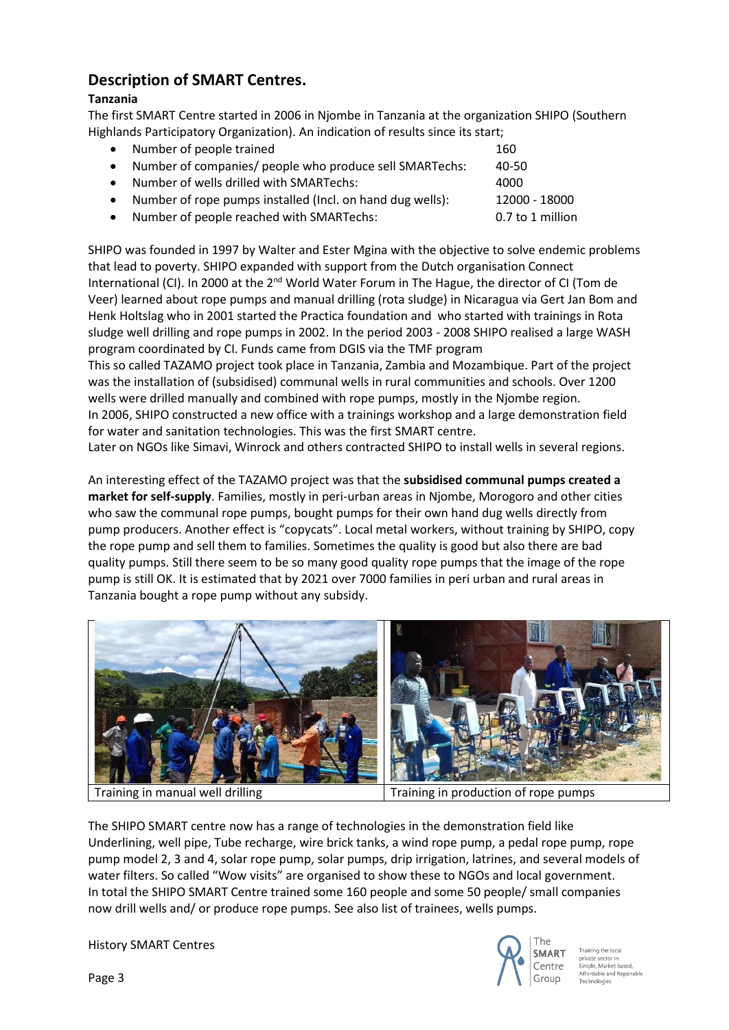## Description of SMART Centres.

### Tanzania

The first SMART Centre started in 2006 in Njombe in Tanzania at the organization SHIPO (Southern Highlands Participatory Organization). An indication of results since its start;

- Number of people trained: 160
- Number of companies/ people who produce sell SMARTechs: 40-50
- Number of wells drilled with SMARTechs: 4000
- Number of rope pumps installed (Incl. on hand dug wells): 12000 - 18000
- Number of people reached with SMARTechs: 0.7 to 1 million

SHIPO was founded in 1997 by Walter and Ester Mgina with the objective to solve endemic problems that lead to poverty. SHIPO expanded with support from the Dutch organisation Connect International (CI). In 2000 at the 2nd World Water Forum in The Hague, the director of CI (Tom de Veer) learned about rope pumps and manual drilling (rota sludge) in Nicaragua via Gert Jan Bom and Henk Holtslag who in 2001 started the Practica foundation and who started with trainings in Rota sludge well drilling and rope pumps in 2002. In the period 2003 - 2008 SHIPO realised a large WASH program coordinated by CI. Funds came from DGIS via the TMF program

This so called TAZAMO project took place in Tanzania, Zambia and Mozambique. Part of the project was the installation of (subsidised) communal wells in rural communities and schools. Over 1200 wells were drilled manually and combined with rope pumps, mostly in the Njombe region.

In 2006, SHIPO constructed a new office with a trainings workshop and a large demonstration field for water and sanitation technologies. This was the first SMART centre.

Later on NGOs like Simavi, Winrock and others contracted SHIPO to install wells in several regions.

An interesting effect of the TAZAMO project was that the **subsidised communal pumps created a market for self-supply**. Families, mostly in peri-urban areas in Njombe, Morogoro and other cities who saw the communal rope pumps, bought pumps for their own hand dug wells directly from pump producers. Another effect is "copycats". Local metal workers, without training by SHIPO, copy the rope pump and sell them to families. Sometimes the quality is good but also there are bad quality pumps. Still there seem to be so many good quality rope pumps that the image of the rope pump is still OK. It is estimated that by 2021 over 7000 families in peri urban and rural areas in Tanzania bought a rope pump without any subsidy.

| Training in manual well drilling | Training in production of rope pumps |
|---|---|

The SHIPO SMART centre now has a range of technologies in the demonstration field like Underlining, well pipe, Tube recharge, wire brick tanks, a wind rope pump, a pedal rope pump, rope pump model 2, 3 and 4, solar rope pump, solar pumps, drip irrigation, latrines, and several models of water filters. So called "Wow visits" are organised to show these to NGOs and local government.

In total the SHIPO SMART Centre trained some 160 people and some 50 people/ small companies now drill wells and/ or produce rope pumps. See also list of trainees, wells pumps.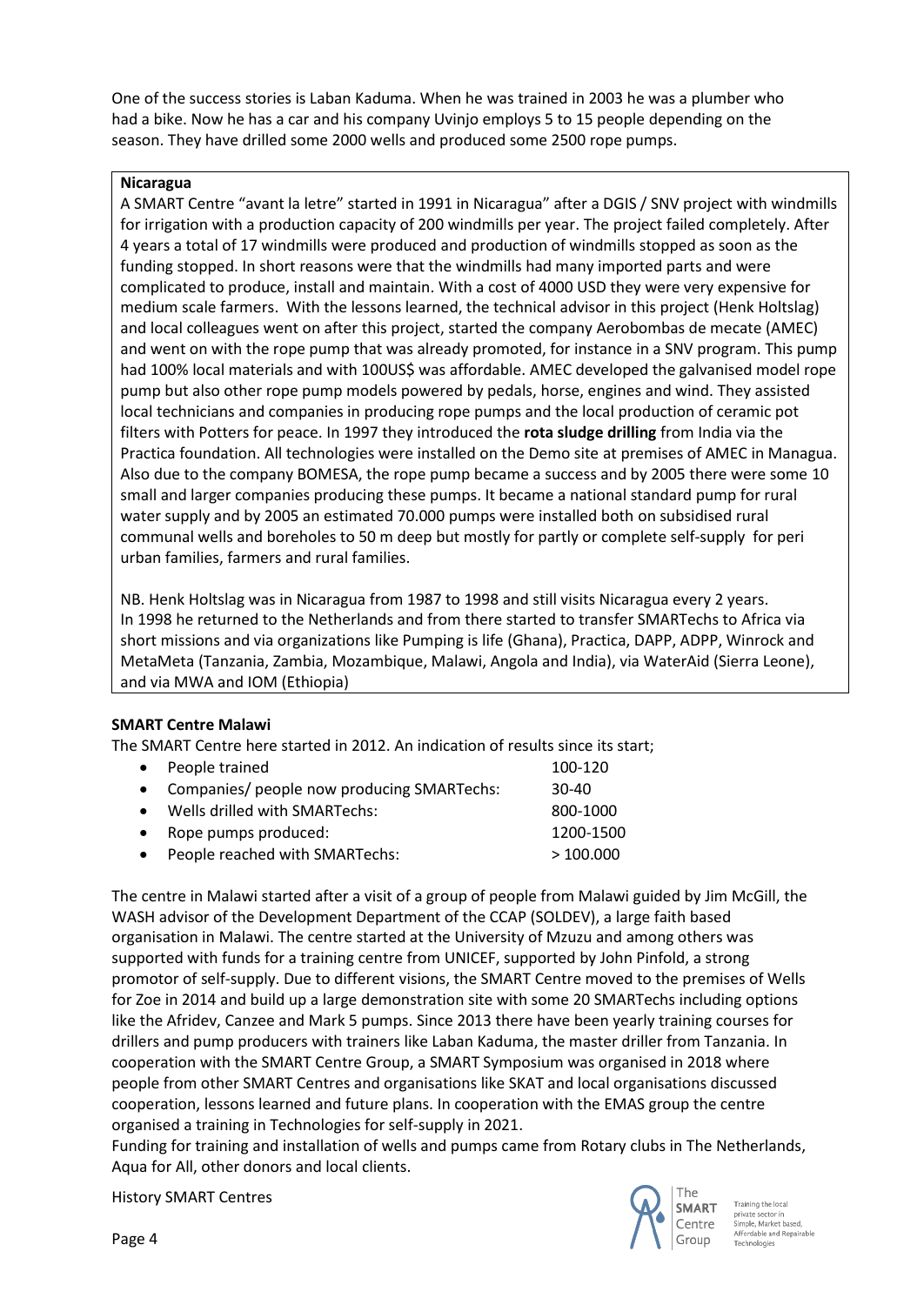One of the success stories is Laban Kaduma. When he was trained in 2003 he was a plumber who had a bike. Now he has a car and his company Uvinjo employs 5 to 15 people depending on the season. They have drilled some 2000 wells and produced some 2500 rope pumps.

**Nicaragua**

A SMART Centre "avant la letre" started in 1991 in Nicaragua" after a DGIS / SNV project with windmills for irrigation with a production capacity of 200 windmills per year. The project failed completely. After 4 years a total of 17 windmills were produced and production of windmills stopped as soon as the funding stopped. In short reasons were that the windmills had many imported parts and were complicated to produce, install and maintain. With a cost of 4000 USD they were very expensive for medium scale farmers. With the lessons learned, the technical advisor in this project (Henk Holtslag) and local colleagues went on after this project, started the company Aerobombas de mecate (AMEC) and went on with the rope pump that was already promoted, for instance in a SNV program. This pump had 100% local materials and with 100US$ was affordable. AMEC developed the galvanised model rope pump but also other rope pump models powered by pedals, horse, engines and wind. They assisted local technicians and companies in producing rope pumps and the local production of ceramic pot filters with Potters for peace. In 1997 they introduced the **rota sludge drilling** from India via the Practica foundation. All technologies were installed on the Demo site at premises of AMEC in Managua. Also due to the company BOMESA, the rope pump became a success and by 2005 there were some 10 small and larger companies producing these pumps. It became a national standard pump for rural water supply and by 2005 an estimated 70.000 pumps were installed both on subsidised rural communal wells and boreholes to 50 m deep but mostly for partly or complete self-supply for peri urban families, farmers and rural families.

NB. Henk Holtslag was in Nicaragua from 1987 to 1998 and still visits Nicaragua every 2 years. In 1998 he returned to the Netherlands and from there started to transfer SMARTechs to Africa via short missions and via organizations like Pumping is life (Ghana), Practica, DAPP, ADPP, Winrock and MetaMeta (Tanzania, Zambia, Mozambique, Malawi, Angola and India), via WaterAid (Sierra Leone), and via MWA and IOM (Ethiopia)

**SMART Centre Malawi**

The SMART Centre here started in 2012. An indication of results since its start;

- People trained: 100-120
- Companies/ people now producing SMARTechs: 30-40
- Wells drilled with SMARTechs: 800-1000
- Rope pumps produced: 1200-1500
- People reached with SMARTechs: > 100.000

The centre in Malawi started after a visit of a group of people from Malawi guided by Jim McGill, the WASH advisor of the Development Department of the CCAP (SOLDEV), a large faith based organisation in Malawi. The centre started at the University of Mzuzu and among others was supported with funds for a training centre from UNICEF, supported by John Pinfold, a strong promotor of self-supply. Due to different visions, the SMART Centre moved to the premises of Wells for Zoe in 2014 and build up a large demonstration site with some 20 SMARTechs including options like the Afridev, Canzee and Mark 5 pumps. Since 2013 there have been yearly training courses for drillers and pump producers with trainers like Laban Kaduma, the master driller from Tanzania. In cooperation with the SMART Centre Group, a SMART Symposium was organised in 2018 where people from other SMART Centres and organisations like SKAT and local organisations discussed cooperation, lessons learned and future plans. In cooperation with the EMAS group the centre organised a training in Technologies for self-supply in 2021.

Funding for training and installation of wells and pumps came from Rotary clubs in The Netherlands, Aqua for All, other donors and local clients.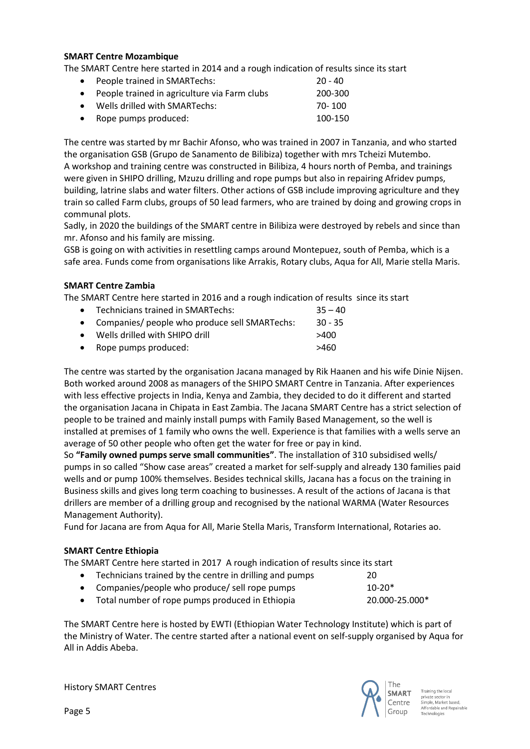**SMART Centre Mozambique**

The SMART Centre here started in 2014 and a rough indication of results since its start

- People trained in SMARTechs: 20 - 40
- People trained in agriculture via Farm clubs 200-300
- Wells drilled with SMARTechs: 70- 100
- Rope pumps produced: 100-150

The centre was started by mr Bachir Afonso, who was trained in 2007 in Tanzania, and who started the organisation GSB (Grupo de Sanamento de Bilibiza) together with mrs Tcheizi Mutembo.
A workshop and training centre was constructed in Bilibiza, 4 hours north of Pemba, and trainings were given in SHIPO drilling, Mzuzu drilling and rope pumps but also in repairing Afridev pumps, building, latrine slabs and water filters. Other actions of GSB include improving agriculture and they train so called Farm clubs, groups of 50 lead farmers, who are trained by doing and growing crops in communal plots.
Sadly, in 2020 the buildings of the SMART centre in Bilibiza were destroyed by rebels and since than mr. Afonso and his family are missing.
GSB is going on with activities in resettling camps around Montepuez, south of Pemba, which is a safe area. Funds come from organisations like Arrakis, Rotary clubs, Aqua for All, Marie stella Maris.

**SMART Centre Zambia**

The SMART Centre here started in 2016 and a rough indication of results since its start

- Technicians trained in SMARTechs: 35 – 40
- Companies/ people who produce sell SMARTechs: 30 - 35
- Wells drilled with SHIPO drill >400
- Rope pumps produced: >460

The centre was started by the organisation Jacana managed by Rik Haanen and his wife Dinie Nijsen. Both worked around 2008 as managers of the SHIPO SMART Centre in Tanzania. After experiences with less effective projects in India, Kenya and Zambia, they decided to do it different and started the organisation Jacana in Chipata in East Zambia. The Jacana SMART Centre has a strict selection of people to be trained and mainly install pumps with Family Based Management, so the well is installed at premises of 1 family who owns the well. Experience is that families with a wells serve an average of 50 other people who often get the water for free or pay in kind.
So **"Family owned pumps serve small communities"**. The installation of 310 subsidised wells/ pumps in so called "Show case areas" created a market for self-supply and already 130 families paid wells and or pump 100% themselves. Besides technical skills, Jacana has a focus on the training in Business skills and gives long term coaching to businesses. A result of the actions of Jacana is that drillers are member of a drilling group and recognised by the national WARMA (Water Resources Management Authority).
Fund for Jacana are from Aqua for All, Marie Stella Maris, Transform International, Rotaries ao.

**SMART Centre Ethiopia**

The SMART Centre here started in 2017 A rough indication of results since its start

- Technicians trained by the centre in drilling and pumps 20
- Companies/people who produce/ sell rope pumps 10-20*
- Total number of rope pumps produced in Ethiopia 20.000-25.000*

The SMART Centre here is hosted by EWTI (Ethiopian Water Technology Institute) which is part of the Ministry of Water. The centre started after a national event on self-supply organised by Aqua for All in Addis Abeba.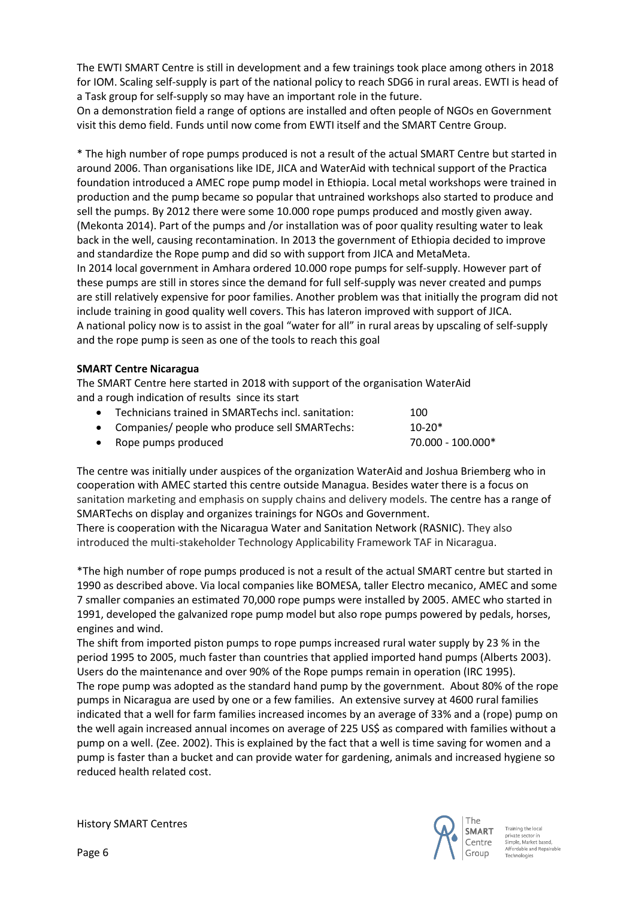The EWTI SMART Centre is still in development and a few trainings took place among others in 2018 for IOM. Scaling self-supply is part of the national policy to reach SDG6 in rural areas. EWTI is head of a Task group for self-supply so may have an important role in the future.
On a demonstration field a range of options are installed and often people of NGOs en Government visit this demo field. Funds until now come from EWTI itself and the SMART Centre Group.

* The high number of rope pumps produced is not a result of the actual SMART Centre but started in around 2006. Than organisations like IDE, JICA and WaterAid with technical support of the Practica foundation introduced a AMEC rope pump model in Ethiopia. Local metal workshops were trained in production and the pump became so popular that untrained workshops also started to produce and sell the pumps. By 2012 there were some 10.000 rope pumps produced and mostly given away. (Mekonta 2014). Part of the pumps and /or installation was of poor quality resulting water to leak back in the well, causing recontamination. In 2013 the government of Ethiopia decided to improve and standardize the Rope pump and did so with support from JICA and MetaMeta.
In 2014 local government in Amhara ordered 10.000 rope pumps for self-supply. However part of these pumps are still in stores since the demand for full self-supply was never created and pumps are still relatively expensive for poor families. Another problem was that initially the program did not include training in good quality well covers. This has lateron improved with support of JICA.
A national policy now is to assist in the goal "water for all" in rural areas by upscaling of self-supply and the rope pump is seen as one of the tools to reach this goal

**SMART Centre Nicaragua**

The SMART Centre here started in 2018 with support of the organisation WaterAid and a rough indication of results since its start

- Technicians trained in SMARTechs incl. sanitation: 100
- Companies/ people who produce sell SMARTechs: 10-20*
- Rope pumps produced 70.000 - 100.000*

The centre was initially under auspices of the organization WaterAid and Joshua Briemberg who in cooperation with AMEC started this centre outside Managua. Besides water there is a focus on sanitation marketing and emphasis on supply chains and delivery models. The centre has a range of SMARTechs on display and organizes trainings for NGOs and Government.
There is cooperation with the Nicaragua Water and Sanitation Network (RASNIC). They also introduced the multi-stakeholder Technology Applicability Framework TAF in Nicaragua.

*The high number of rope pumps produced is not a result of the actual SMART centre but started in 1990 as described above. Via local companies like BOMESA, taller Electro mecanico, AMEC and some 7 smaller companies an estimated 70,000 rope pumps were installed by 2005. AMEC who started in 1991, developed the galvanized rope pump model but also rope pumps powered by pedals, horses, engines and wind.
The shift from imported piston pumps to rope pumps increased rural water supply by 23 % in the period 1995 to 2005, much faster than countries that applied imported hand pumps (Alberts 2003). Users do the maintenance and over 90% of the Rope pumps remain in operation (IRC 1995).
The rope pump was adopted as the standard hand pump by the government. About 80% of the rope pumps in Nicaragua are used by one or a few families. An extensive survey at 4600 rural families indicated that a well for farm families increased incomes by an average of 33% and a (rope) pump on the well again increased annual incomes on average of 225 US$ as compared with families without a pump on a well. (Zee. 2002). This is explained by the fact that a well is time saving for women and a pump is faster than a bucket and can provide water for gardening, animals and increased hygiene so reduced health related cost.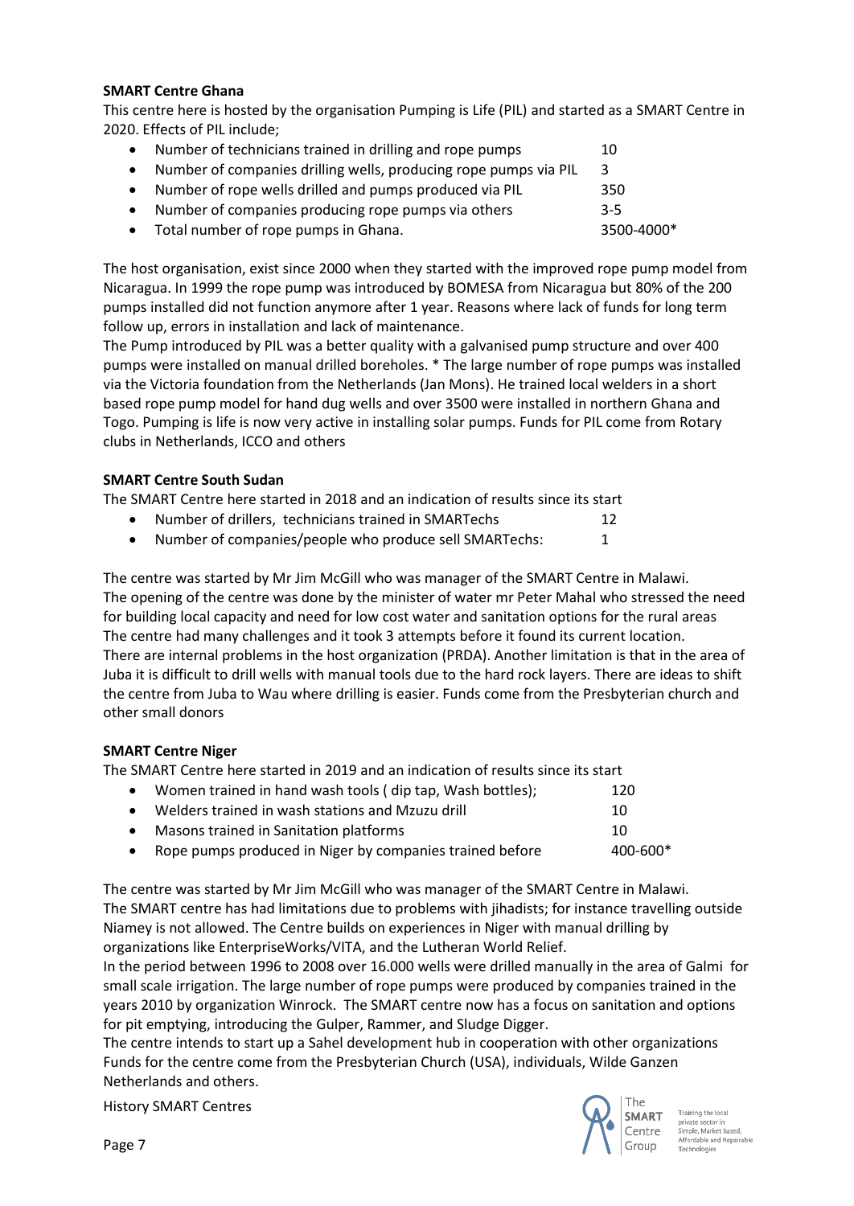**SMART Centre Ghana**

This centre here is hosted by the organisation Pumping is Life (PIL) and started as a SMART Centre in 2020. Effects of PIL include;

- Number of technicians trained in drilling and rope pumps 10
- Number of companies drilling wells, producing rope pumps via PIL 3
- Number of rope wells drilled and pumps produced via PIL 350
- Number of companies producing rope pumps via others 3-5
- Total number of rope pumps in Ghana. 3500-4000*

The host organisation, exist since 2000 when they started with the improved rope pump model from Nicaragua. In 1999 the rope pump was introduced by BOMESA from Nicaragua but 80% of the 200 pumps installed did not function anymore after 1 year. Reasons where lack of funds for long term follow up, errors in installation and lack of maintenance.
The Pump introduced by PIL was a better quality with a galvanised pump structure and over 400 pumps were installed on manual drilled boreholes. * The large number of rope pumps was installed via the Victoria foundation from the Netherlands (Jan Mons). He trained local welders in a short based rope pump model for hand dug wells and over 3500 were installed in northern Ghana and Togo. Pumping is life is now very active in installing solar pumps. Funds for PIL come from Rotary clubs in Netherlands, ICCO and others

**SMART Centre South Sudan**

The SMART Centre here started in 2018 and an indication of results since its start

- Number of drillers, technicians trained in SMARTechs 12
- Number of companies/people who produce sell SMARTechs: 1

The centre was started by Mr Jim McGill who was manager of the SMART Centre in Malawi.
The opening of the centre was done by the minister of water mr Peter Mahal who stressed the need for building local capacity and need for low cost water and sanitation options for the rural areas
The centre had many challenges and it took 3 attempts before it found its current location.
There are internal problems in the host organization (PRDA). Another limitation is that in the area of Juba it is difficult to drill wells with manual tools due to the hard rock layers. There are ideas to shift the centre from Juba to Wau where drilling is easier. Funds come from the Presbyterian church and other small donors

**SMART Centre Niger**

The SMART Centre here started in 2019 and an indication of results since its start

- Women trained in hand wash tools ( dip tap, Wash bottles); 120
- Welders trained in wash stations and Mzuzu drill 10
- Masons trained in Sanitation platforms 10
- Rope pumps produced in Niger by companies trained before 400-600*

The centre was started by Mr Jim McGill who was manager of the SMART Centre in Malawi.
The SMART centre has had limitations due to problems with jihadists; for instance travelling outside Niamey is not allowed. The Centre builds on experiences in Niger with manual drilling by organizations like EnterpriseWorks/VITA, and the Lutheran World Relief.
In the period between 1996 to 2008 over 16.000 wells were drilled manually in the area of Galmi for small scale irrigation. The large number of rope pumps were produced by companies trained in the years 2010 by organization Winrock. The SMART centre now has a focus on sanitation and options for pit emptying, introducing the Gulper, Rammer, and Sludge Digger.
The centre intends to start up a Sahel development hub in cooperation with other organizations
Funds for the centre come from the Presbyterian Church (USA), individuals, Wilde Ganzen Netherlands and others.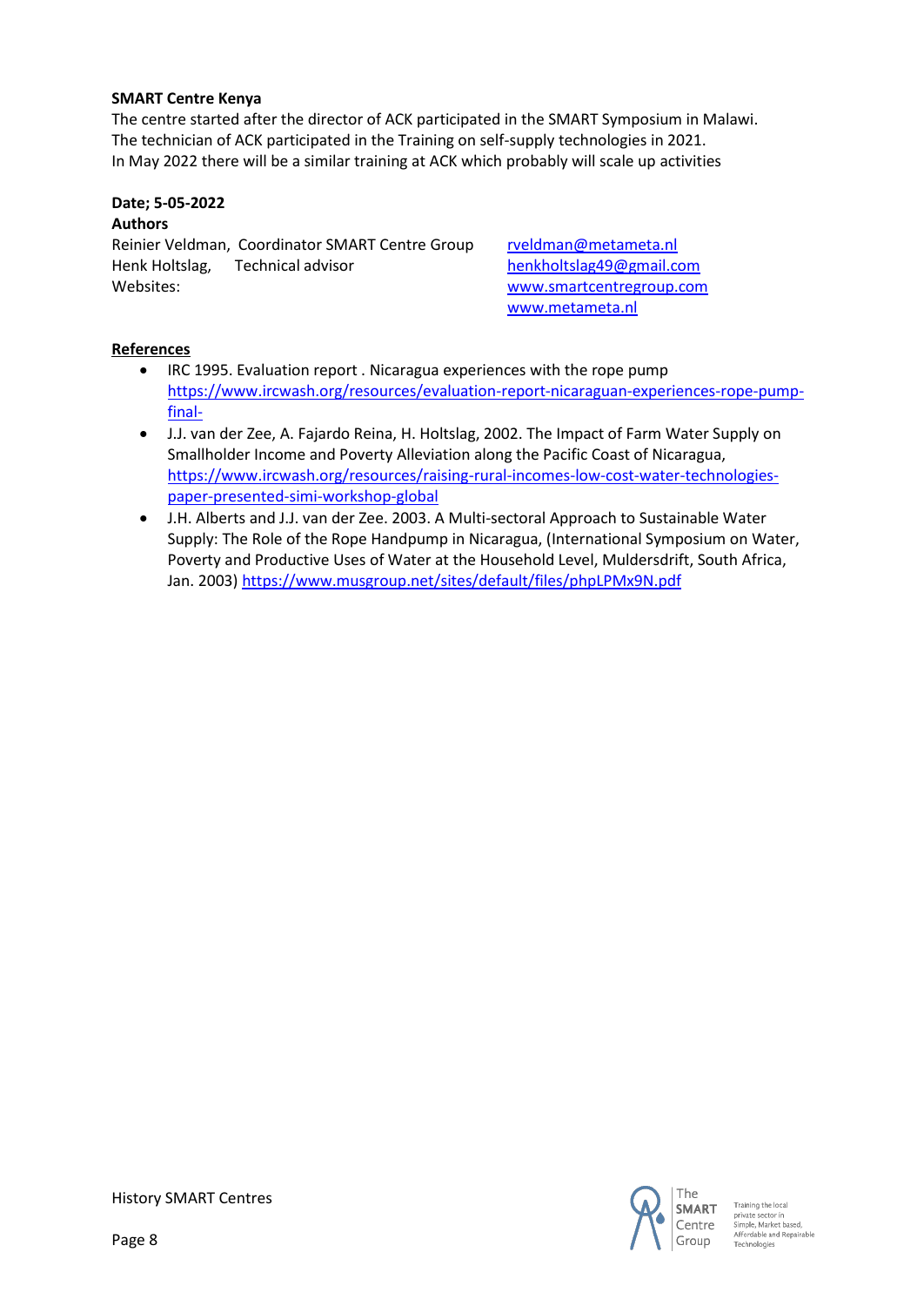**SMART Centre Kenya**

The centre started after the director of ACK participated in the SMART Symposium in Malawi.
The technician of ACK participated in the Training on self-supply technologies in 2021.
In May 2022 there will be a similar training at ACK which probably will scale up activities

**Date; 5-05-2022**

**Authors**

Reinier Veldman, Coordinator SMART Centre Group rveldman@metameta.nl
Henk Holtslag, Technical advisor henkholtslag49@gmail.com
Websites: www.smartcentregroup.com
www.metameta.nl

**References**

- IRC 1995. Evaluation report . Nicaragua experiences with the rope pump https://www.ircwash.org/resources/evaluation-report-nicaraguan-experiences-rope-pump-final-
- J.J. van der Zee, A. Fajardo Reina, H. Holtslag, 2002. The Impact of Farm Water Supply on Smallholder Income and Poverty Alleviation along the Pacific Coast of Nicaragua, https://www.ircwash.org/resources/raising-rural-incomes-low-cost-water-technologies-paper-presented-simi-workshop-global
- J.H. Alberts and J.J. van der Zee. 2003. A Multi-sectoral Approach to Sustainable Water Supply: The Role of the Rope Handpump in Nicaragua, (International Symposium on Water, Poverty and Productive Uses of Water at the Household Level, Muldersdrift, South Africa, Jan. 2003) https://www.musgroup.net/sites/default/files/phpLPMx9N.pdf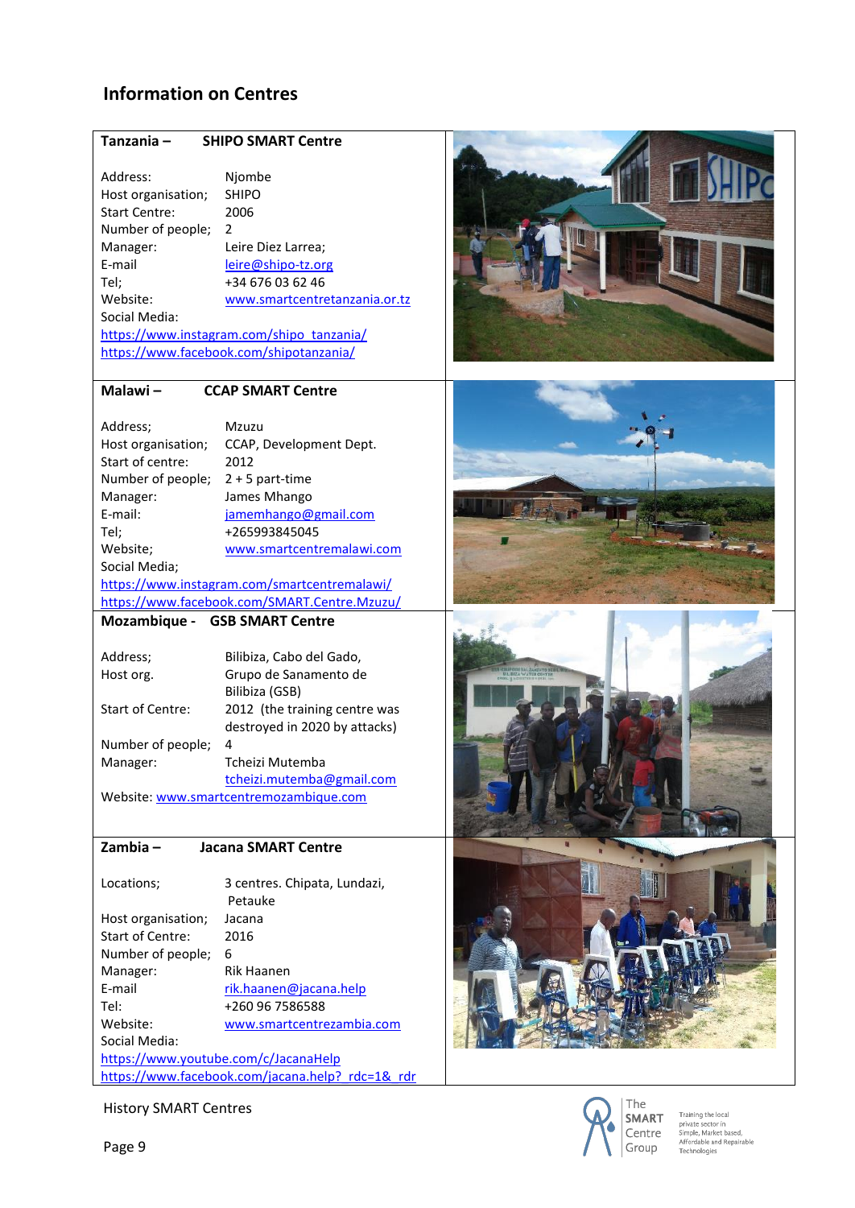## Information on Centres

### Tanzania – SHIPO SMART Centre

| | |
|---|---|
| Address: | Njombe |
| Host organisation; | SHIPO |
| Start Centre: | 2006 |
| Number of people; | 2 |
| Manager: | Leire Diez Larrea; |
| E-mail | leire@shipo-tz.org |
| Tel; | +34 676 03 62 46 |
| Website: | www.smartcentretanzania.or.tz |

Social Media:
https://www.instagram.com/shipo_tanzania/
https://www.facebook.com/shipotanzania/

### Malawi – CCAP SMART Centre

| | |
|---|---|
| Address; | Mzuzu |
| Host organisation; | CCAP, Development Dept. |
| Start of centre: | 2012 |
| Number of people; | 2 + 5 part-time |
| Manager: | James Mhango |
| E-mail: | jamemhango@gmail.com |
| Tel; | +265993845045 |
| Website; | www.smartcentremalawi.com |

Social Media;
https://www.instagram.com/smartcentremalawi/
https://www.facebook.com/SMART.Centre.Mzuzu/

### Mozambique - GSB SMART Centre

| | |
|---|---|
| Address; | Bilibiza, Cabo del Gado, |
| Host org. | Grupo de Sanamento de Bilibiza (GSB) |
| Start of Centre: | 2012 (the training centre was destroyed in 2020 by attacks) |
| Number of people; | 4 |
| Manager: | Tcheizi Mutemba |
| | tcheizi.mutemba@gmail.com |

Website: www.smartcentremozambique.com

### Zambia – Jacana SMART Centre

| | |
|---|---|
| Locations; | 3 centres. Chipata, Lundazi, Petauke |
| Host organisation; | Jacana |
| Start of Centre: | 2016 |
| Number of people; | 6 |
| Manager: | Rik Haanen |
| E-mail | rik.haanen@jacana.help |
| Tel: | +260 96 7586588 |
| Website: | www.smartcentrezambia.com |

Social Media:
https://www.youtube.com/c/JacanaHelp
https://www.facebook.com/jacana.help?_rdc=1&_rdr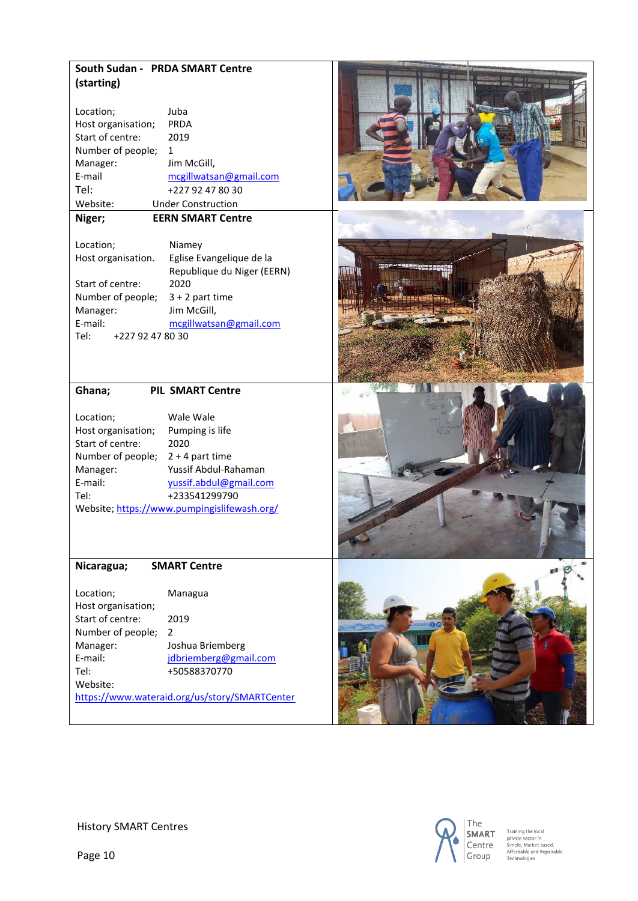**South Sudan - PRDA SMART Centre (starting)**

Location; Juba
Host organisation; PRDA
Start of centre: 2019
Number of people; 1
Manager: Jim McGill,
E-mail mcgillwatsan@gmail.com
Tel: +227 92 47 80 30
Website: Under Construction

**Niger; EERN SMART Centre**

Location; Niamey
Host organisation. Eglise Evangelique de la Republique du Niger (EERN)
Start of centre: 2020
Number of people; 3 + 2 part time
Manager: Jim McGill,
E-mail: mcgillwatsan@gmail.com
Tel: +227 92 47 80 30

**Ghana; PIL SMART Centre**

Location; Wale Wale
Host organisation; Pumping is life
Start of centre: 2020
Number of people; 2 + 4 part time
Manager: Yussif Abdul-Rahaman
E-mail: yussif.abdul@gmail.com
Tel: +233541299790
Website; https://www.pumpingislifewash.org/

**Nicaragua; SMART Centre**

Location; Managua
Host organisation;
Start of centre: 2019
Number of people; 2
Manager: Joshua Briemberg
E-mail: jdbriemberg@gmail.com
Tel: +50588370770
Website:
https://www.wateraid.org/us/story/SMARTCenter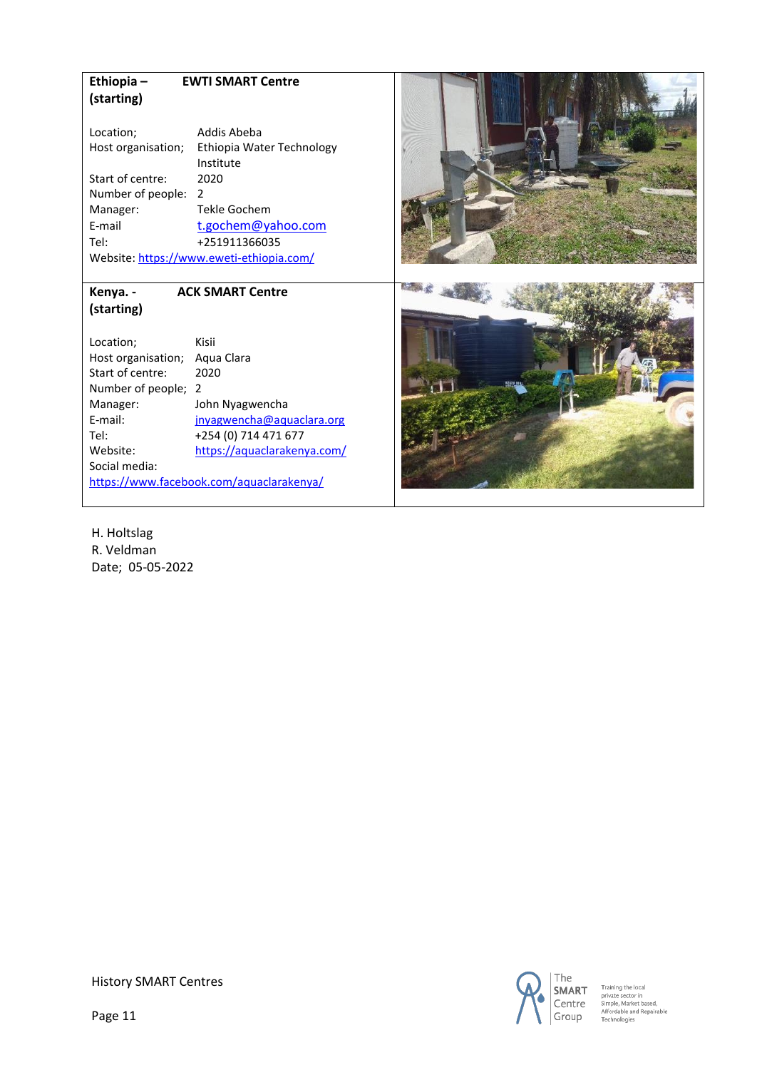| | |
|---|---|
| **Ethiopia – (starting)** **EWTI SMART Centre**<br><br>Location; Addis Abeba<br>Host organisation; Ethiopia Water Technology Institute<br>Start of centre: 2020<br>Number of people: 2<br>Manager: Tekle Gochem<br>E-mail t.gochem@yahoo.com<br>Tel: +251911366035<br>Website: https://www.eweti-ethiopia.com/ | |
| **Kenya. - (starting)** **ACK SMART Centre**<br><br>Location; Kisii<br>Host organisation; Aqua Clara<br>Start of centre: 2020<br>Number of people; 2<br>Manager: John Nyagwencha<br>E-mail: jnyagwencha@aquaclara.org<br>Tel: +254 (0) 714 471 677<br>Website: https://aquaclarakenya.com/<br>Social media:<br>https://www.facebook.com/aquaclarakenya/ | |

H. Holtslag
R. Veldman
Date; 05-05-2022